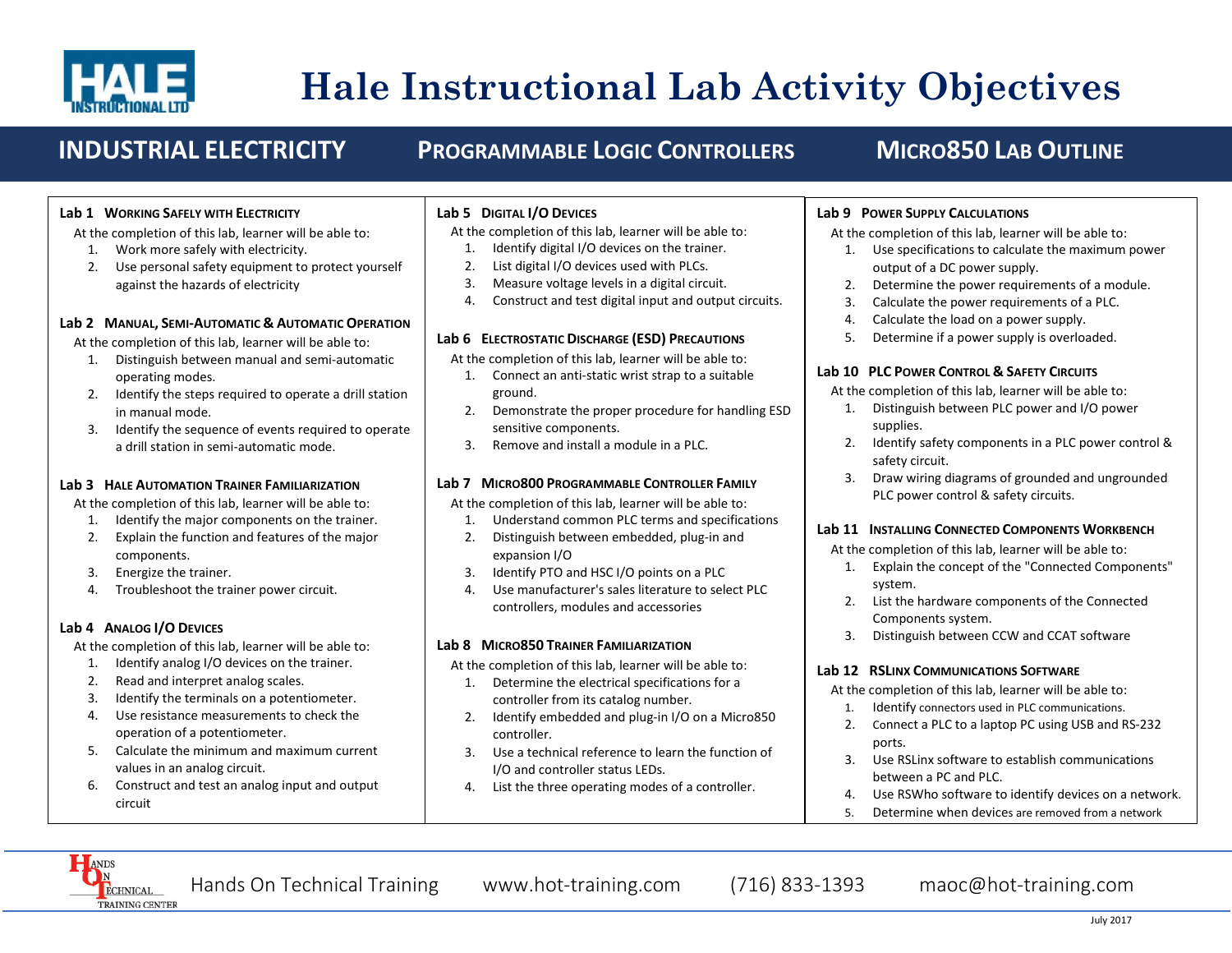# Hale Instructional Lab Activity Objectives

## INDUSTRIAL ELECTRICITY — PROGRAMMABLE LOGIC CONTROLLERS — MICRO850 LAB OUTLINE

### Lab 1 Working Safely with Electricity

At the completion of this lab, learner will be able to:

1. Work more safely with electricity.
2. Use personal safety equipment to protect yourself against the hazards of electricity

### Lab 2 Manual, Semi-Automatic & Automatic Operation

At the completion of this lab, learner will be able to:

1. Distinguish between manual and semi-automatic operating modes.
2. Identify the steps required to operate a drill station in manual mode.
3. Identify the sequence of events required to operate a drill station in semi-automatic mode.

### Lab 3 Hale Automation Trainer Familiarization

At the completion of this lab, learner will be able to:

1. Identify the major components on the trainer.
2. Explain the function and features of the major components.
3. Energize the trainer.
4. Troubleshoot the trainer power circuit.

### Lab 4 Analog I/O Devices

At the completion of this lab, learner will be able to:

1. Identify analog I/O devices on the trainer.
2. Read and interpret analog scales.
3. Identify the terminals on a potentiometer.
4. Use resistance measurements to check the operation of a potentiometer.
5. Calculate the minimum and maximum current values in an analog circuit.
6. Construct and test an analog input and output circuit

### Lab 5 Digital I/O Devices

At the completion of this lab, learner will be able to:

1. Identify digital I/O devices on the trainer.
2. List digital I/O devices used with PLCs.
3. Measure voltage levels in a digital circuit.
4. Construct and test digital input and output circuits.

### Lab 6 Electrostatic Discharge (ESD) Precautions

At the completion of this lab, learner will be able to:

1. Connect an anti-static wrist strap to a suitable ground.
2. Demonstrate the proper procedure for handling ESD sensitive components.
3. Remove and install a module in a PLC.

### Lab 7 Micro800 Programmable Controller Family

At the completion of this lab, learner will be able to:

1. Understand common PLC terms and specifications
2. Distinguish between embedded, plug-in and expansion I/O
3. Identify PTO and HSC I/O points on a PLC
4. Use manufacturer's sales literature to select PLC controllers, modules and accessories

### Lab 8 Micro850 Trainer Familiarization

At the completion of this lab, learner will be able to:

1. Determine the electrical specifications for a controller from its catalog number.
2. Identify embedded and plug-in I/O on a Micro850 controller.
3. Use a technical reference to learn the function of I/O and controller status LEDs.
4. List the three operating modes of a controller.

### Lab 9 Power Supply Calculations

At the completion of this lab, learner will be able to:

1. Use specifications to calculate the maximum power output of a DC power supply.
2. Determine the power requirements of a module.
3. Calculate the power requirements of a PLC.
4. Calculate the load on a power supply.
5. Determine if a power supply is overloaded.

### Lab 10 PLC Power Control & Safety Circuits

At the completion of this lab, learner will be able to:

1. Distinguish between PLC power and I/O power supplies.
2. Identify safety components in a PLC power control & safety circuit.
3. Draw wiring diagrams of grounded and ungrounded PLC power control & safety circuits.

### Lab 11 Installing Connected Components Workbench

At the completion of this lab, learner will be able to:

1. Explain the concept of the "Connected Components" system.
2. List the hardware components of the Connected Components system.
3. Distinguish between CCW and CCAT software

### Lab 12 RSLinx Communications Software

At the completion of this lab, learner will be able to:

1. Identify connectors used in PLC communications.
2. Connect a PLC to a laptop PC using USB and RS-232 ports.
3. Use RSLinx software to establish communications between a PC and PLC.
4. Use RSWho software to identify devices on a network.
5. Determine when devices are removed from a network

Hands On Technical Training www.hot-training.com (716) 833-1393 maoc@hot-training.com

July 2017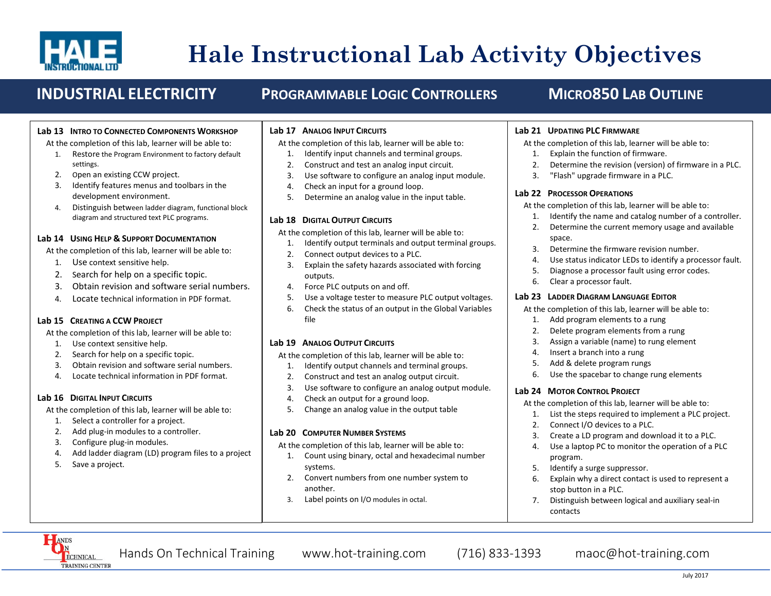# Hale Instructional Lab Activity Objectives

**INDUSTRIAL ELECTRICITY** | **PROGRAMMABLE LOGIC CONTROLLERS** | **MICRO850 LAB OUTLINE**

### Lab 13 Intro to Connected Components Workshop

At the completion of this lab, learner will be able to:

1. Restore the Program Environment to factory default settings.
2. Open an existing CCW project.
3. Identify features menus and toolbars in the development environment.
4. Distinguish between ladder diagram, functional block diagram and structured text PLC programs.

### Lab 14 Using Help & Support Documentation

At the completion of this lab, learner will be able to:

1. Use context sensitive help.
2. Search for help on a specific topic.
3. Obtain revision and software serial numbers.
4. Locate technical information in PDF format.

### Lab 15 Creating a CCW Project

At the completion of this lab, learner will be able to:

1. Use context sensitive help.
2. Search for help on a specific topic.
3. Obtain revision and software serial numbers.
4. Locate technical information in PDF format.

### Lab 16 Digital Input Circuits

At the completion of this lab, learner will be able to:

1. Select a controller for a project.
2. Add plug-in modules to a controller.
3. Configure plug-in modules.
4. Add ladder diagram (LD) program files to a project
5. Save a project.

### Lab 17 Analog Input Circuits

At the completion of this lab, learner will be able to:

1. Identify input channels and terminal groups.
2. Construct and test an analog input circuit.
3. Use software to configure an analog input module.
4. Check an input for a ground loop.
5. Determine an analog value in the input table.

### Lab 18 Digital Output Circuits

At the completion of this lab, learner will be able to:

1. Identify output terminals and output terminal groups.
2. Connect output devices to a PLC.
3. Explain the safety hazards associated with forcing outputs.
4. Force PLC outputs on and off.
5. Use a voltage tester to measure PLC output voltages.
6. Check the status of an output in the Global Variables file

### Lab 19 Analog Output Circuits

At the completion of this lab, learner will be able to:

1. Identify output channels and terminal groups.
2. Construct and test an analog output circuit.
3. Use software to configure an analog output module.
4. Check an output for a ground loop.
5. Change an analog value in the output table

### Lab 20 Computer Number Systems

At the completion of this lab, learner will be able to:

1. Count using binary, octal and hexadecimal number systems.
2. Convert numbers from one number system to another.
3. Label points on I/O modules in octal.

### Lab 21 Updating PLC Firmware

At the completion of this lab, learner will be able to:

1. Explain the function of firmware.
2. Determine the revision (version) of firmware in a PLC.
3. "Flash" upgrade firmware in a PLC.

### Lab 22 Processor Operations

At the completion of this lab, learner will be able to:

1. Identify the name and catalog number of a controller.
2. Determine the current memory usage and available space.
3. Determine the firmware revision number.
4. Use status indicator LEDs to identify a processor fault.
5. Diagnose a processor fault using error codes.
6. Clear a processor fault.

### Lab 23 Ladder Diagram Language Editor

At the completion of this lab, learner will be able to:

1. Add program elements to a rung
2. Delete program elements from a rung
3. Assign a variable (name) to rung element
4. Insert a branch into a rung
5. Add & delete program rungs
6. Use the spacebar to change rung elements

### Lab 24 Motor Control Project

At the completion of this lab, learner will be able to:

1. List the steps required to implement a PLC project.
2. Connect I/O devices to a PLC.
3. Create a LD program and download it to a PLC.
4. Use a laptop PC to monitor the operation of a PLC program.
5. Identify a surge suppressor.
6. Explain why a direct contact is used to represent a stop button in a PLC.
7. Distinguish between logical and auxiliary seal-in contacts

Hands On Technical Training www.hot-training.com (716) 833-1393 maoc@hot-training.com

July 2017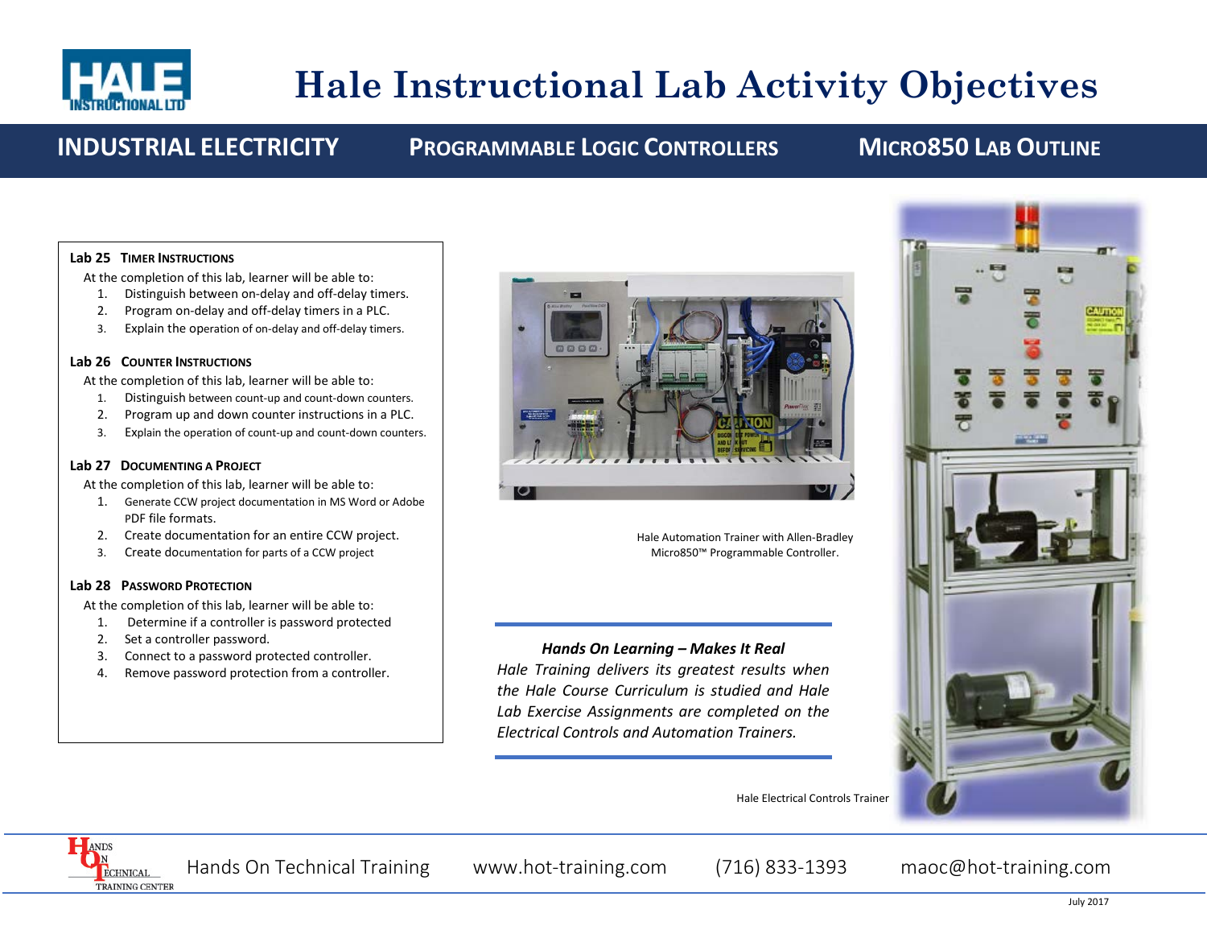# Hale Instructional Lab Activity Objectives

## INDUSTRIAL ELECTRICITY PROGRAMMABLE LOGIC CONTROLLERS MICRO850 LAB OUTLINE

**Lab 25 TIMER INSTRUCTIONS**

At the completion of this lab, learner will be able to:

1. Distinguish between on-delay and off-delay timers.
2. Program on-delay and off-delay timers in a PLC.
3. Explain the operation of on-delay and off-delay timers.

**Lab 26 COUNTER INSTRUCTIONS**

At the completion of this lab, learner will be able to:

1. Distinguish between count-up and count-down counters.
2. Program up and down counter instructions in a PLC.
3. Explain the operation of count-up and count-down counters.

**Lab 27 DOCUMENTING A PROJECT**

At the completion of this lab, learner will be able to:

1. Generate CCW project documentation in MS Word or Adobe PDF file formats.
2. Create documentation for an entire CCW project.
3. Create documentation for parts of a CCW project

**Lab 28 PASSWORD PROTECTION**

At the completion of this lab, learner will be able to:

1. Determine if a controller is password protected
2. Set a controller password.
3. Connect to a password protected controller.
4. Remove password protection from a controller.

Hale Automation Trainer with Allen-Bradley Micro850™ Programmable Controller.

***Hands On Learning – Makes It Real***

*Hale Training delivers its greatest results when the Hale Course Curriculum is studied and Hale Lab Exercise Assignments are completed on the Electrical Controls and Automation Trainers.*

Hale Electrical Controls Trainer

Hands On Technical Training www.hot-training.com (716) 833-1393 maoc@hot-training.com

July 2017